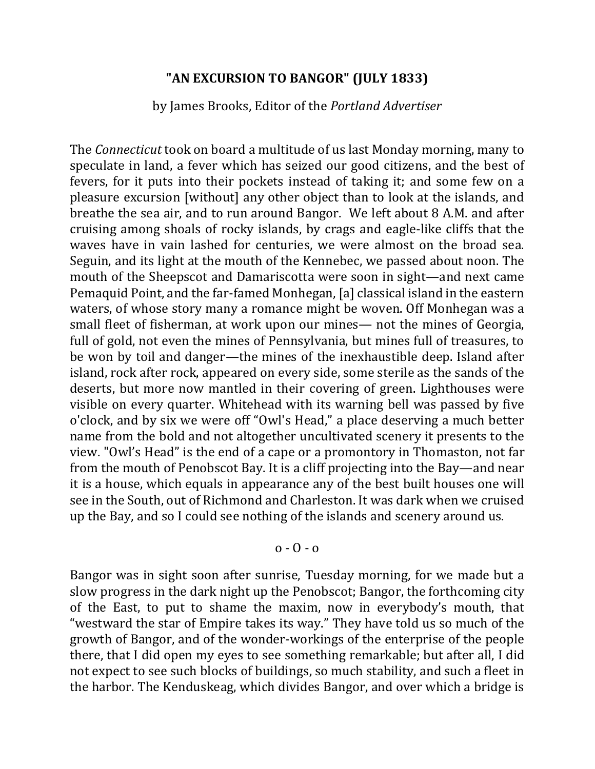# "AN EXCURSION TO BANGOR" (JULY 1833)

by James Brooks, Editor of the *Portland Advertiser*

The *Connecticut* took on board a multitude of us last Monday morning, many to speculate in land, a fever which has seized our good citizens, and the best of fevers, for it puts into their pockets instead of taking it; and some few on a pleasure excursion [without] any other object than to look at the islands, and breathe the sea air, and to run around Bangor. We left about 8 A.M. and after cruising among shoals of rocky islands, by crags and eagle-like cliffs that the waves have in vain lashed for centuries, we were almost on the broad sea. Seguin, and its light at the mouth of the Kennebec, we passed about noon. The mouth of the Sheepscot and Damariscotta were soon in sight—and next came Pemaquid Point, and the far-famed Monhegan, [a] classical island in the eastern waters, of whose story many a romance might be woven. Off Monhegan was a small fleet of fisherman, at work upon our mines— not the mines of Georgia, full of gold, not even the mines of Pennsylvania, but mines full of treasures, to be won by toil and danger—the mines of the inexhaustible deep. Island after island, rock after rock, appeared on every side, some sterile as the sands of the deserts, but more now mantled in their covering of green. Lighthouses were visible on every quarter. Whitehead with its warning bell was passed by five o'clock, and by six we were off "Owl's Head," a place deserving a much better name from the bold and not altogether uncultivated scenery it presents to the view. "Owl's Head" is the end of a cape or a promontory in Thomaston, not far from the mouth of Penobscot Bay. It is a cliff projecting into the Bay—and near it is a house, which equals in appearance any of the best built houses one will see in the South, out of Richmond and Charleston. It was dark when we cruised up the Bay, and so I could see nothing of the islands and scenery around us.

o - O - o

Bangor was in sight soon after sunrise, Tuesday morning, for we made but a slow progress in the dark night up the Penobscot; Bangor, the forthcoming city of the East, to put to shame the maxim, now in everybody's mouth, that "westward the star of Empire takes its way." They have told us so much of the growth of Bangor, and of the wonder-workings of the enterprise of the people there, that I did open my eyes to see something remarkable; but after all, I did not expect to see such blocks of buildings, so much stability, and such a fleet in the harbor. The Kenduskeag, which divides Bangor, and over which a bridge is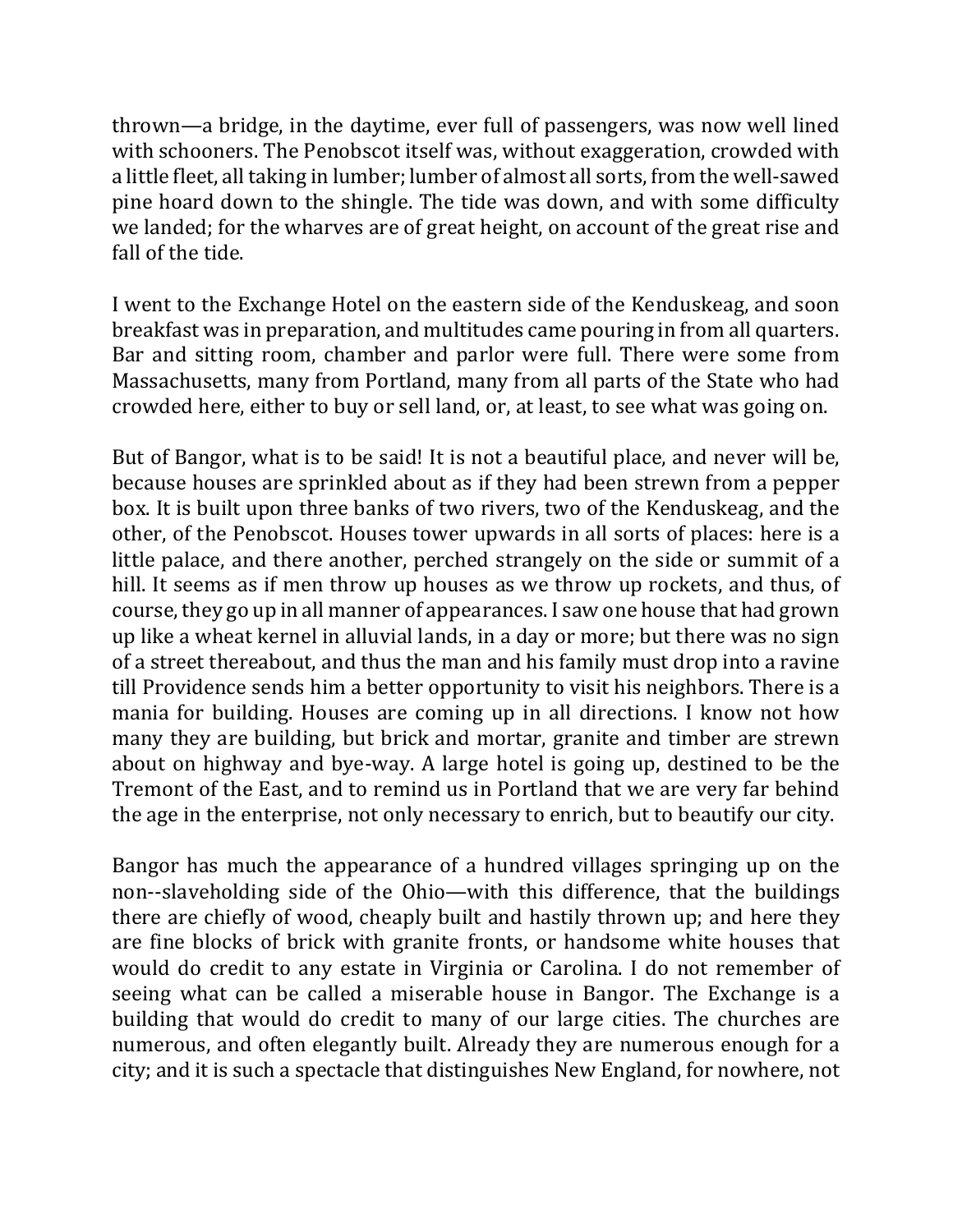thrown—a bridge, in the daytime, ever full of passengers, was now well lined with schooners. The Penobscot itself was, without exaggeration, crowded with a little fleet, all taking in lumber; lumber of almost all sorts, from the well-sawed pine hoard down to the shingle. The tide was down, and with some difficulty we landed; for the wharves are of great height, on account of the great rise and fall of the tide.

I went to the Exchange Hotel on the eastern side of the Kenduskeag, and soon breakfast was in preparation, and multitudes came pouring in from all quarters. Bar and sitting room, chamber and parlor were full. There were some from Massachusetts, many from Portland, many from all parts of the State who had crowded here, either to buy or sell land, or, at least, to see what was going on.

But of Bangor, what is to be said! It is not a beautiful place, and never will be, because houses are sprinkled about as if they had been strewn from a pepper box. It is built upon three banks of two rivers, two of the Kenduskeag, and the other, of the Penobscot. Houses tower upwards in all sorts of places: here is a little palace, and there another, perched strangely on the side or summit of a hill. It seems as if men throw up houses as we throw up rockets, and thus, of course, they go up in all manner of appearances. I saw one house that had grown up like a wheat kernel in alluvial lands, in a day or more; but there was no sign of a street thereabout, and thus the man and his family must drop into a ravine till Providence sends him a better opportunity to visit his neighbors. There is a mania for building. Houses are coming up in all directions. I know not how many they are building, but brick and mortar, granite and timber are strewn about on highway and bye-way. A large hotel is going up, destined to be the Tremont of the East, and to remind us in Portland that we are very far behind the age in the enterprise, not only necessary to enrich, but to beautify our city.

Bangor has much the appearance of a hundred villages springing up on the non--slaveholding side of the Ohio—with this difference, that the buildings there are chiefly of wood, cheaply built and hastily thrown up; and here they are fine blocks of brick with granite fronts, or handsome white houses that would do credit to any estate in Virginia or Carolina. I do not remember of seeing what can be called a miserable house in Bangor. The Exchange is a building that would do credit to many of our large cities. The churches are numerous, and often elegantly built. Already they are numerous enough for a city; and it is such a spectacle that distinguishes New England, for nowhere, not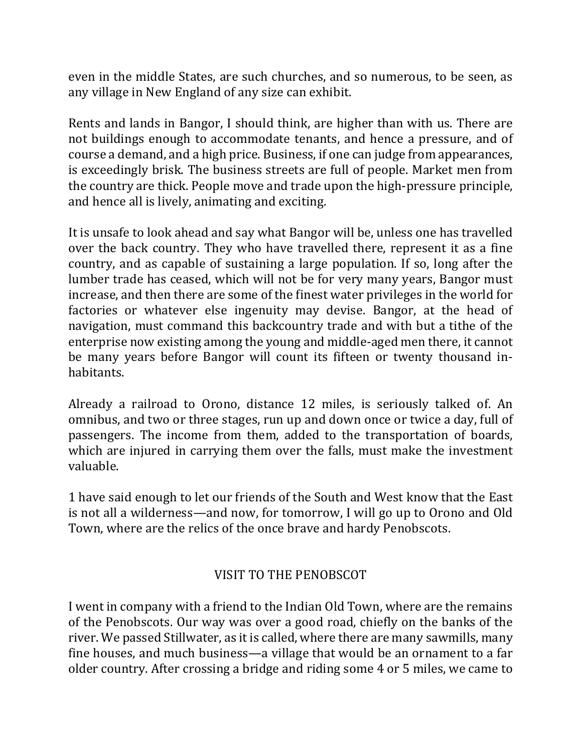even in the middle States, are such churches, and so numerous, to be seen, as any village in New England of any size can exhibit.

Rents and lands in Bangor, I should think, are higher than with us. There are not buildings enough to accommodate tenants, and hence a pressure, and of course a demand, and a high price. Business, if one can judge from appearances, is exceedingly brisk. The business streets are full of people. Market men from the country are thick. People move and trade upon the high-pressure principle, and hence all is lively, animating and exciting.

It is unsafe to look ahead and say what Bangor will be, unless one has travelled over the back country. They who have travelled there, represent it as a fine country, and as capable of sustaining a large population. If so, long after the lumber trade has ceased, which will not be for very many years, Bangor must increase, and then there are some of the finest water privileges in the world for factories or whatever else ingenuity may devise. Bangor, at the head of navigation, must command this backcountry trade and with but a tithe of the enterprise now existing among the young and middle-aged men there, it cannot be many years before Bangor will count its fifteen or twenty thousand inhabitants.

Already a railroad to Orono, distance 12 miles, is seriously talked of. An omnibus, and two or three stages, run up and down once or twice a day, full of passengers. The income from them, added to the transportation of boards, which are injured in carrying them over the falls, must make the investment valuable.

1 have said enough to let our friends of the South and West know that the East is not all a wilderness—and now, for tomorrow, I will go up to Orono and Old Town, where are the relics of the once brave and hardy Penobscots.

## VISIT TO THE PENOBSCOT

I went in company with a friend to the Indian Old Town, where are the remains of the Penobscots. Our way was over a good road, chiefly on the banks of the river. We passed Stillwater, as it is called, where there are many sawmills, many fine houses, and much business—a village that would be an ornament to a far older country. After crossing a bridge and riding some 4 or 5 miles, we came to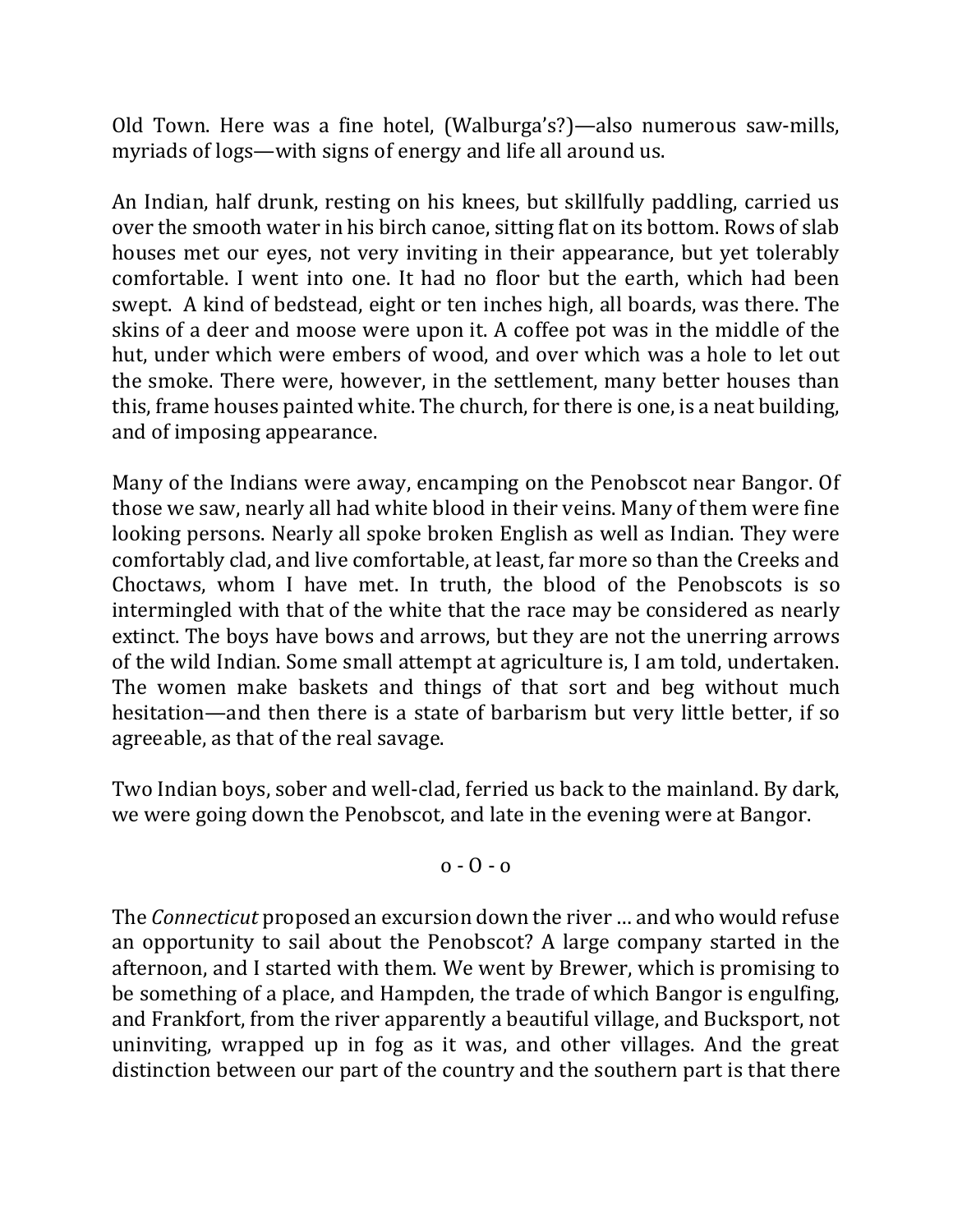Old Town. Here was a fine hotel, (Walburga's?)—also numerous saw-mills, myriads of logs—with signs of energy and life all around us.

An Indian, half drunk, resting on his knees, but skillfully paddling, carried us over the smooth water in his birch canoe, sitting flat on its bottom. Rows of slab houses met our eyes, not very inviting in their appearance, but yet tolerably comfortable. I went into one. It had no floor but the earth, which had been swept. A kind of bedstead, eight or ten inches high, all boards, was there. The skins of a deer and moose were upon it. A coffee pot was in the middle of the hut, under which were embers of wood, and over which was a hole to let out the smoke. There were, however, in the settlement, many better houses than this, frame houses painted white. The church, for there is one, is a neat building, and of imposing appearance.

Many of the Indians were away, encamping on the Penobscot near Bangor. Of those we saw, nearly all had white blood in their veins. Many of them were fine looking persons. Nearly all spoke broken English as well as Indian. They were comfortably clad, and live comfortable, at least, far more so than the Creeks and Choctaws, whom I have met. In truth, the blood of the Penobscots is so intermingled with that of the white that the race may be considered as nearly extinct. The boys have bows and arrows, but they are not the unerring arrows of the wild Indian. Some small attempt at agriculture is, I am told, undertaken. The women make baskets and things of that sort and beg without much hesitation—and then there is a state of barbarism but very little better, if so agreeable, as that of the real savage.

Two Indian boys, sober and well-clad, ferried us back to the mainland. By dark, we were going down the Penobscot, and late in the evening were at Bangor.

o - O - o

The *Connecticut* proposed an excursion down the river … and who would refuse an opportunity to sail about the Penobscot? A large company started in the afternoon, and I started with them. We went by Brewer, which is promising to be something of a place, and Hampden, the trade of which Bangor is engulfing, and Frankfort, from the river apparently a beautiful village, and Bucksport, not uninviting, wrapped up in fog as it was, and other villages. And the great distinction between our part of the country and the southern part is that there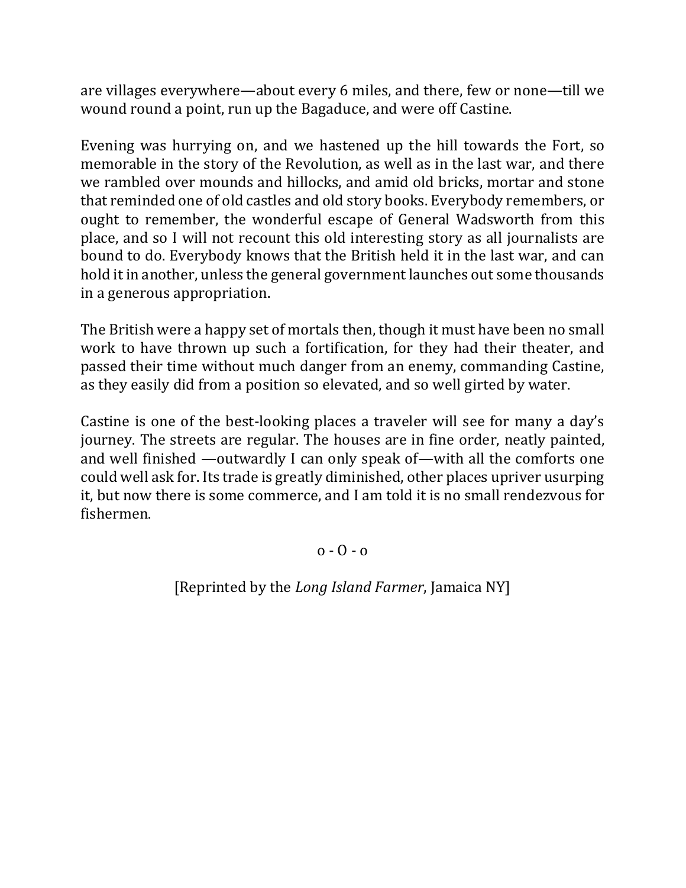are villages everywhere—about every 6 miles, and there, few or none—till we wound round a point, run up the Bagaduce, and were off Castine.

Evening was hurrying on, and we hastened up the hill towards the Fort, so memorable in the story of the Revolution, as well as in the last war, and there we rambled over mounds and hillocks, and amid old bricks, mortar and stone that reminded one of old castles and old story books. Everybody remembers, or ought to remember, the wonderful escape of General Wadsworth from this place, and so I will not recount this old interesting story as all journalists are bound to do. Everybody knows that the British held it in the last war, and can hold it in another, unless the general government launches out some thousands in a generous appropriation.

The British were a happy set of mortals then, though it must have been no small work to have thrown up such a fortification, for they had their theater, and passed their time without much danger from an enemy, commanding Castine, as they easily did from a position so elevated, and so well girted by water.

Castine is one of the best-looking places a traveler will see for many a day's journey. The streets are regular. The houses are in fine order, neatly painted, and well finished —outwardly I can only speak of—with all the comforts one could well ask for. Its trade is greatly diminished, other places upriver usurping it, but now there is some commerce, and I am told it is no small rendezvous for fishermen.

o - O - o

[Reprinted by the *Long Island Farmer*, Jamaica NY]